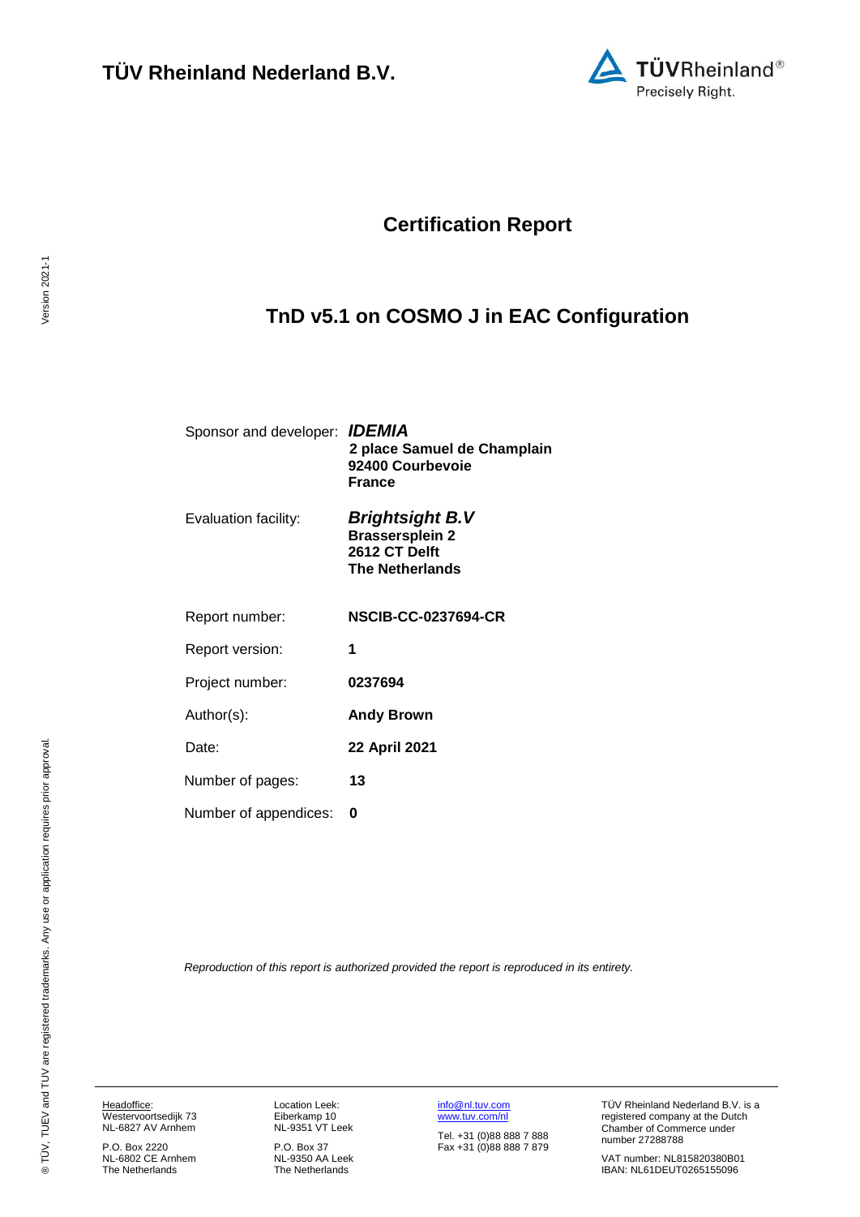# TÜV Rheinland Nederland B.V.

## Certification Report

# TnD v5.1 on COSMO J in EAC Configuration

| | |
|---|---|
| Sponsor and developer: | ***IDEMIA*** <br> **2 place Samuel de Champlain** <br> **92400 Courbevoie** <br> **France** |
| Evaluation facility: | ***Brightsight B.V*** <br> **Brassersplein 2** <br> **2612 CT Delft** <br> **The Netherlands** |
| Report number: | **NSCIB-CC-0237694-CR** |
| Report version: | **1** |
| Project number: | **0237694** |
| Author(s): | **Andy Brown** |
| Date: | **22 April 2021** |
| Number of pages: | **13** |
| Number of appendices: | **0** |

*Reproduction of this report is authorized provided the report is reproduced in its entirety.*

Headoffice:
Westervoortsedijk 73
NL-6827 AV Arnhem

P.O. Box 2220
NL-6802 CE Arnhem
The Netherlands

Location Leek:
Eiberkamp 10
NL-9351 VT Leek

P.O. Box 37
NL-9350 AA Leek
The Netherlands

info@nl.tuv.com
www.tuv.com/nl

Tel. +31 (0)88 888 7 888
Fax +31 (0)88 888 7 879

TÜV Rheinland Nederland B.V. is a registered company at the Dutch Chamber of Commerce under number 27288788

VAT number: NL815820380B01
IBAN: NL61DEUT0265155096

® TÜV, TUEV and TUV are registered trademarks. Any use or application requires prior approval.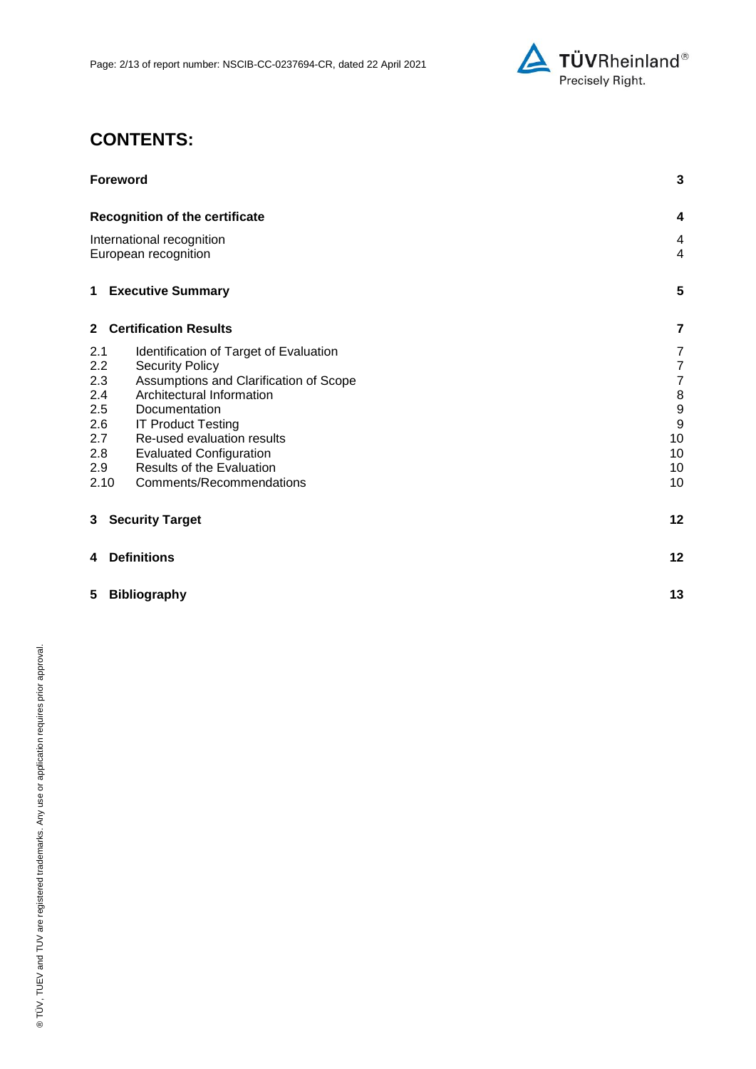# CONTENTS:

| | | |
|---|---|---|
| **Foreword** | | **3** |
| **Recognition of the certificate** | | **4** |
| International recognition | | 4 |
| European recognition | | 4 |
| **1** | **Executive Summary** | **5** |
| **2** | **Certification Results** | **7** |
| 2.1 | Identification of Target of Evaluation | 7 |
| 2.2 | Security Policy | 7 |
| 2.3 | Assumptions and Clarification of Scope | 7 |
| 2.4 | Architectural Information | 8 |
| 2.5 | Documentation | 9 |
| 2.6 | IT Product Testing | 9 |
| 2.7 | Re-used evaluation results | 10 |
| 2.8 | Evaluated Configuration | 10 |
| 2.9 | Results of the Evaluation | 10 |
| 2.10 | Comments/Recommendations | 10 |
| **3** | **Security Target** | **12** |
| **4** | **Definitions** | **12** |
| **5** | **Bibliography** | **13** |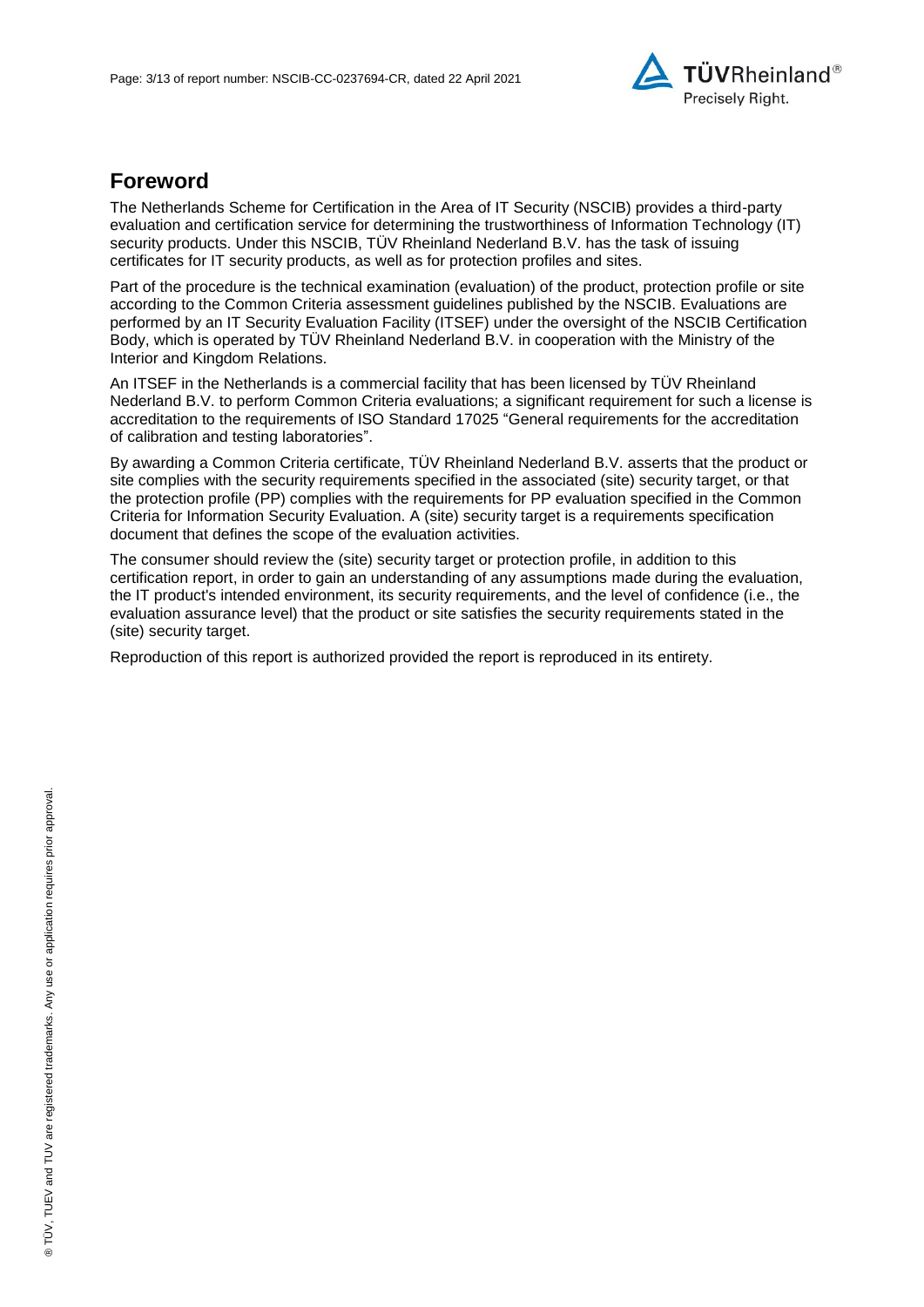## Foreword

The Netherlands Scheme for Certification in the Area of IT Security (NSCIB) provides a third-party evaluation and certification service for determining the trustworthiness of Information Technology (IT) security products. Under this NSCIB, TÜV Rheinland Nederland B.V. has the task of issuing certificates for IT security products, as well as for protection profiles and sites.

Part of the procedure is the technical examination (evaluation) of the product, protection profile or site according to the Common Criteria assessment guidelines published by the NSCIB. Evaluations are performed by an IT Security Evaluation Facility (ITSEF) under the oversight of the NSCIB Certification Body, which is operated by TÜV Rheinland Nederland B.V. in cooperation with the Ministry of the Interior and Kingdom Relations.

An ITSEF in the Netherlands is a commercial facility that has been licensed by TÜV Rheinland Nederland B.V. to perform Common Criteria evaluations; a significant requirement for such a license is accreditation to the requirements of ISO Standard 17025 "General requirements for the accreditation of calibration and testing laboratories".

By awarding a Common Criteria certificate, TÜV Rheinland Nederland B.V. asserts that the product or site complies with the security requirements specified in the associated (site) security target, or that the protection profile (PP) complies with the requirements for PP evaluation specified in the Common Criteria for Information Security Evaluation. A (site) security target is a requirements specification document that defines the scope of the evaluation activities.

The consumer should review the (site) security target or protection profile, in addition to this certification report, in order to gain an understanding of any assumptions made during the evaluation, the IT product's intended environment, its security requirements, and the level of confidence (i.e., the evaluation assurance level) that the product or site satisfies the security requirements stated in the (site) security target.

Reproduction of this report is authorized provided the report is reproduced in its entirety.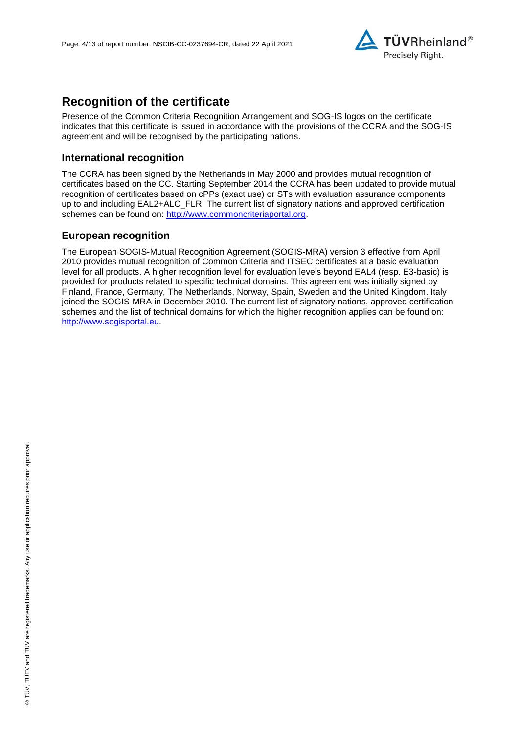# Recognition of the certificate

Presence of the Common Criteria Recognition Arrangement and SOG-IS logos on the certificate indicates that this certificate is issued in accordance with the provisions of the CCRA and the SOG-IS agreement and will be recognised by the participating nations.

## International recognition

The CCRA has been signed by the Netherlands in May 2000 and provides mutual recognition of certificates based on the CC. Starting September 2014 the CCRA has been updated to provide mutual recognition of certificates based on cPPs (exact use) or STs with evaluation assurance components up to and including EAL2+ALC_FLR. The current list of signatory nations and approved certification schemes can be found on: http://www.commoncriteriaportal.org.

## European recognition

The European SOGIS-Mutual Recognition Agreement (SOGIS-MRA) version 3 effective from April 2010 provides mutual recognition of Common Criteria and ITSEC certificates at a basic evaluation level for all products. A higher recognition level for evaluation levels beyond EAL4 (resp. E3-basic) is provided for products related to specific technical domains. This agreement was initially signed by Finland, France, Germany, The Netherlands, Norway, Spain, Sweden and the United Kingdom. Italy joined the SOGIS-MRA in December 2010. The current list of signatory nations, approved certification schemes and the list of technical domains for which the higher recognition applies can be found on: http://www.sogisportal.eu.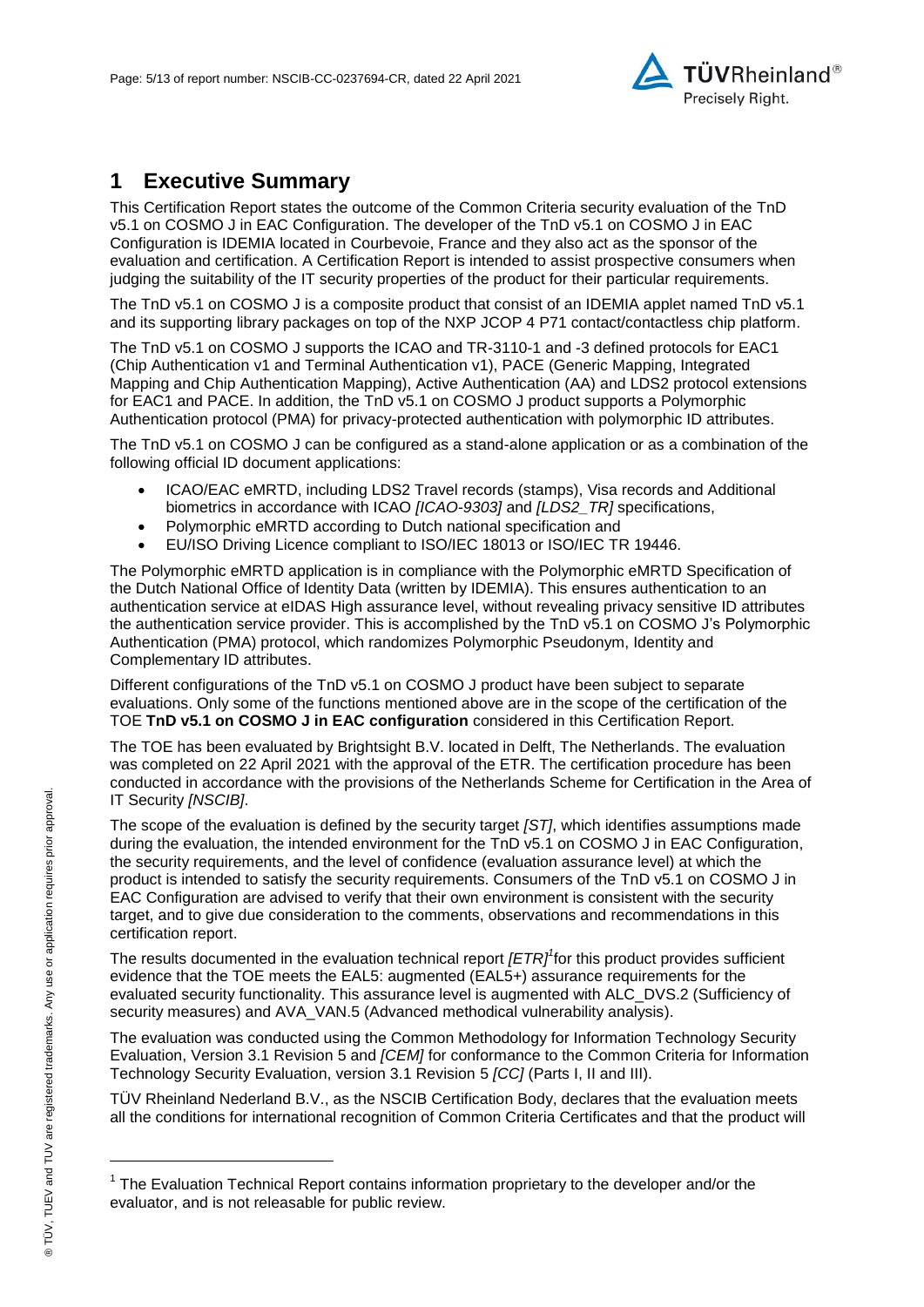# 1 Executive Summary

This Certification Report states the outcome of the Common Criteria security evaluation of the TnD v5.1 on COSMO J in EAC Configuration. The developer of the TnD v5.1 on COSMO J in EAC Configuration is IDEMIA located in Courbevoie, France and they also act as the sponsor of the evaluation and certification. A Certification Report is intended to assist prospective consumers when judging the suitability of the IT security properties of the product for their particular requirements.

The TnD v5.1 on COSMO J is a composite product that consist of an IDEMIA applet named TnD v5.1 and its supporting library packages on top of the NXP JCOP 4 P71 contact/contactless chip platform.

The TnD v5.1 on COSMO J supports the ICAO and TR-3110-1 and -3 defined protocols for EAC1 (Chip Authentication v1 and Terminal Authentication v1), PACE (Generic Mapping, Integrated Mapping and Chip Authentication Mapping), Active Authentication (AA) and LDS2 protocol extensions for EAC1 and PACE. In addition, the TnD v5.1 on COSMO J product supports a Polymorphic Authentication protocol (PMA) for privacy-protected authentication with polymorphic ID attributes.

The TnD v5.1 on COSMO J can be configured as a stand-alone application or as a combination of the following official ID document applications:

- ICAO/EAC eMRTD, including LDS2 Travel records (stamps), Visa records and Additional biometrics in accordance with ICAO *[ICAO-9303]* and *[LDS2_TR]* specifications,
- Polymorphic eMRTD according to Dutch national specification and
- EU/ISO Driving Licence compliant to ISO/IEC 18013 or ISO/IEC TR 19446.

The Polymorphic eMRTD application is in compliance with the Polymorphic eMRTD Specification of the Dutch National Office of Identity Data (written by IDEMIA). This ensures authentication to an authentication service at eIDAS High assurance level, without revealing privacy sensitive ID attributes the authentication service provider. This is accomplished by the TnD v5.1 on COSMO J's Polymorphic Authentication (PMA) protocol, which randomizes Polymorphic Pseudonym, Identity and Complementary ID attributes.

Different configurations of the TnD v5.1 on COSMO J product have been subject to separate evaluations. Only some of the functions mentioned above are in the scope of the certification of the TOE **TnD v5.1 on COSMO J in EAC configuration** considered in this Certification Report.

The TOE has been evaluated by Brightsight B.V. located in Delft, The Netherlands. The evaluation was completed on 22 April 2021 with the approval of the ETR. The certification procedure has been conducted in accordance with the provisions of the Netherlands Scheme for Certification in the Area of IT Security *[NSCIB]*.

The scope of the evaluation is defined by the security target *[ST]*, which identifies assumptions made during the evaluation, the intended environment for the TnD v5.1 on COSMO J in EAC Configuration, the security requirements, and the level of confidence (evaluation assurance level) at which the product is intended to satisfy the security requirements. Consumers of the TnD v5.1 on COSMO J in EAC Configuration are advised to verify that their own environment is consistent with the security target, and to give due consideration to the comments, observations and recommendations in this certification report.

The results documented in the evaluation technical report *[ETR]*[1] for this product provides sufficient evidence that the TOE meets the EAL5: augmented (EAL5+) assurance requirements for the evaluated security functionality. This assurance level is augmented with ALC_DVS.2 (Sufficiency of security measures) and AVA_VAN.5 (Advanced methodical vulnerability analysis).

The evaluation was conducted using the Common Methodology for Information Technology Security Evaluation, Version 3.1 Revision 5 and *[CEM]* for conformance to the Common Criteria for Information Technology Security Evaluation, version 3.1 Revision 5 *[CC]* (Parts I, II and III).

TÜV Rheinland Nederland B.V., as the NSCIB Certification Body, declares that the evaluation meets all the conditions for international recognition of Common Criteria Certificates and that the product will

[1] The Evaluation Technical Report contains information proprietary to the developer and/or the evaluator, and is not releasable for public review.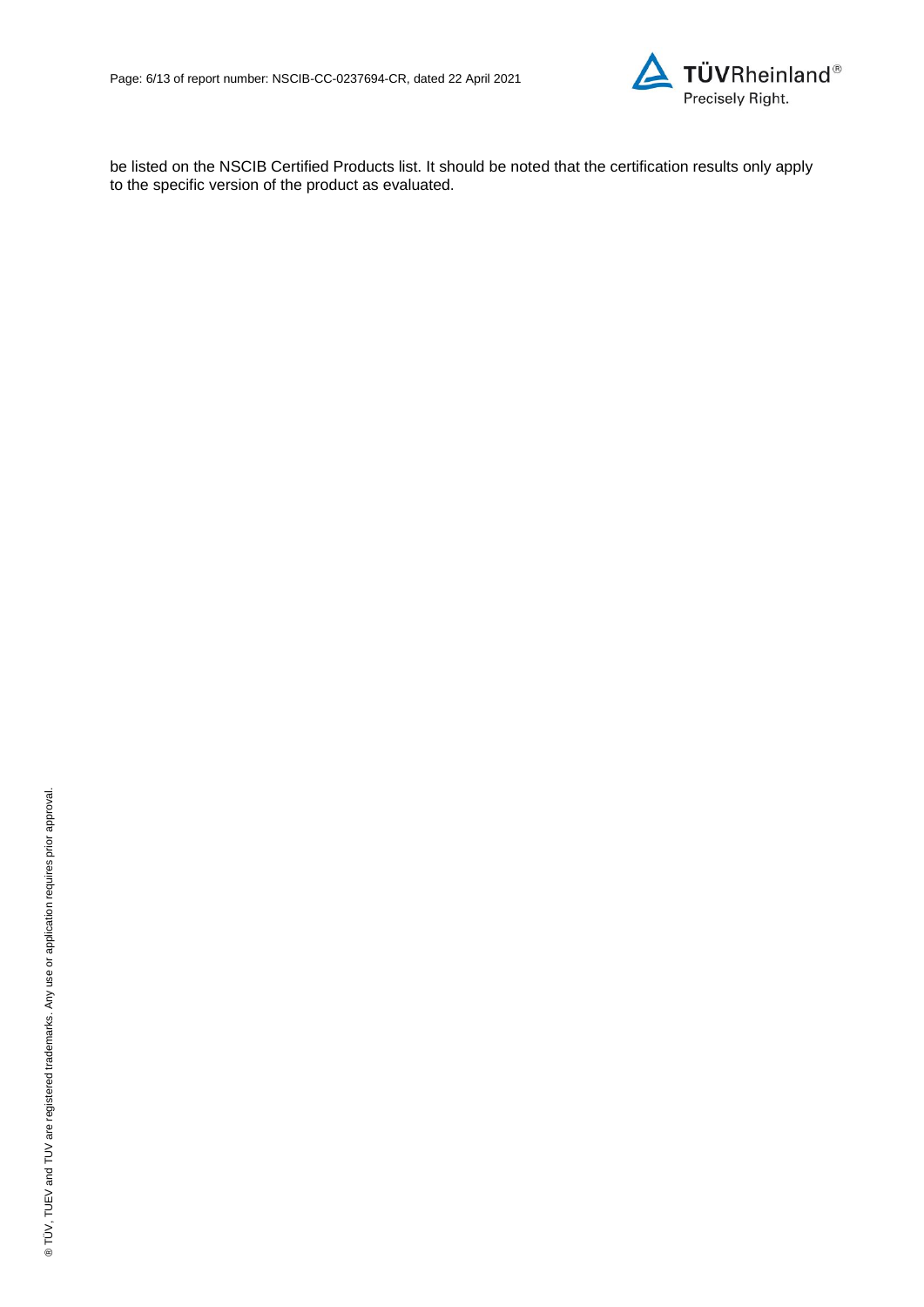be listed on the NSCIB Certified Products list. It should be noted that the certification results only apply to the specific version of the product as evaluated.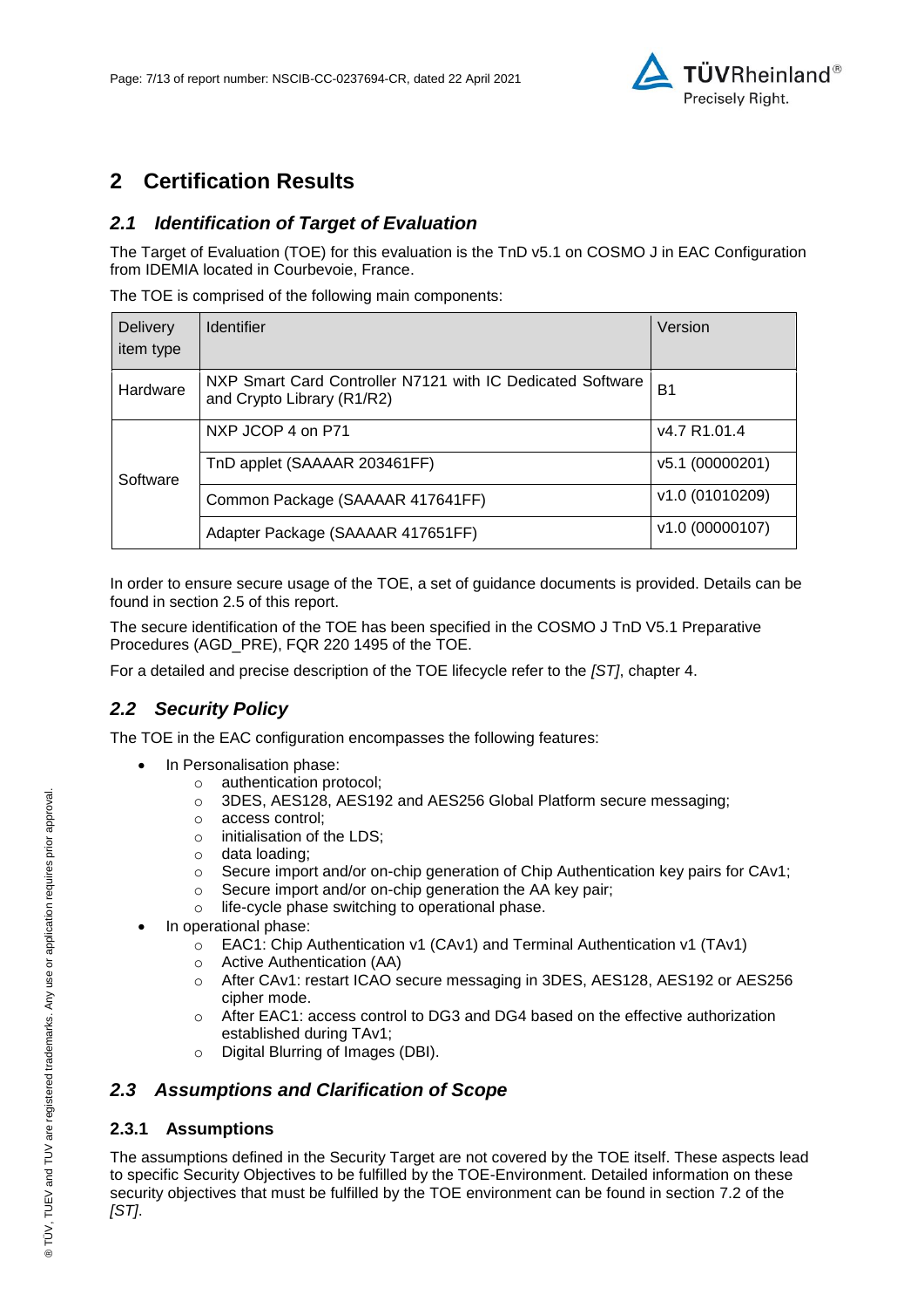# 2 Certification Results

## *2.1 Identification of Target of Evaluation*

The Target of Evaluation (TOE) for this evaluation is the TnD v5.1 on COSMO J in EAC Configuration from IDEMIA located in Courbevoie, France.

The TOE is comprised of the following main components:

| Delivery item type | Identifier | Version |
|---|---|---|
| Hardware | NXP Smart Card Controller N7121 with IC Dedicated Software and Crypto Library (R1/R2) | B1 |
| Software | NXP JCOP 4 on P71 | v4.7 R1.01.4 |
| | TnD applet (SAAAAR 203461FF) | v5.1 (00000201) |
| | Common Package (SAAAAR 417641FF) | v1.0 (01010209) |
| | Adapter Package (SAAAAR 417651FF) | v1.0 (00000107) |

In order to ensure secure usage of the TOE, a set of guidance documents is provided. Details can be found in section 2.5 of this report.

The secure identification of the TOE has been specified in the COSMO J TnD V5.1 Preparative Procedures (AGD_PRE), FQR 220 1495 of the TOE.

For a detailed and precise description of the TOE lifecycle refer to the *[ST]*, chapter 4.

## *2.2 Security Policy*

The TOE in the EAC configuration encompasses the following features:

- In Personalisation phase:
  - authentication protocol;
  - 3DES, AES128, AES192 and AES256 Global Platform secure messaging;
  - access control;
  - initialisation of the LDS;
  - data loading;
  - Secure import and/or on-chip generation of Chip Authentication key pairs for CAv1;
  - Secure import and/or on-chip generation the AA key pair;
  - life-cycle phase switching to operational phase.
- In operational phase:
  - EAC1: Chip Authentication v1 (CAv1) and Terminal Authentication v1 (TAv1)
  - Active Authentication (AA)
  - After CAv1: restart ICAO secure messaging in 3DES, AES128, AES192 or AES256 cipher mode.
  - After EAC1: access control to DG3 and DG4 based on the effective authorization established during TAv1;
  - Digital Blurring of Images (DBI).

## *2.3 Assumptions and Clarification of Scope*

### 2.3.1 Assumptions

The assumptions defined in the Security Target are not covered by the TOE itself. These aspects lead to specific Security Objectives to be fulfilled by the TOE-Environment. Detailed information on these security objectives that must be fulfilled by the TOE environment can be found in section 7.2 of the *[ST]*.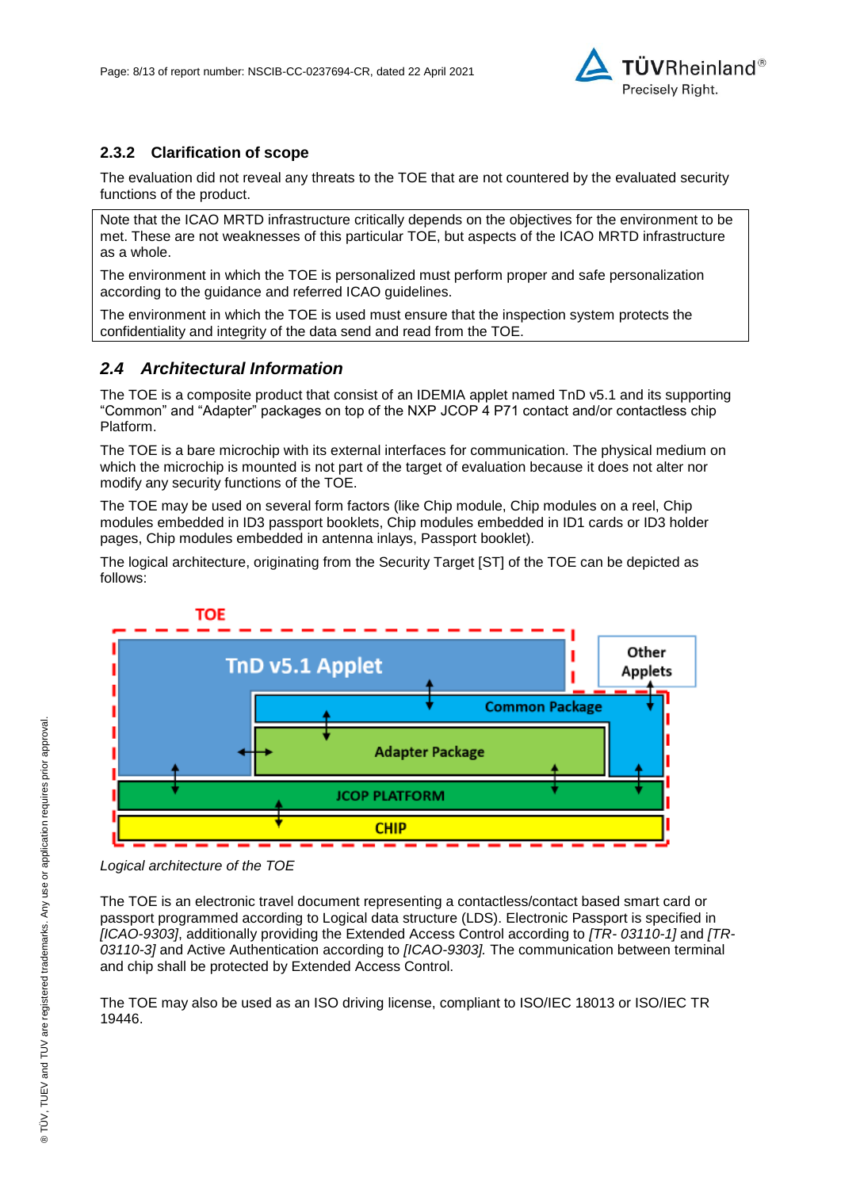### 2.3.2 Clarification of scope

The evaluation did not reveal any threats to the TOE that are not countered by the evaluated security functions of the product.

Note that the ICAO MRTD infrastructure critically depends on the objectives for the environment to be met. These are not weaknesses of this particular TOE, but aspects of the ICAO MRTD infrastructure as a whole.

The environment in which the TOE is personalized must perform proper and safe personalization according to the guidance and referred ICAO guidelines.

The environment in which the TOE is used must ensure that the inspection system protects the confidentiality and integrity of the data send and read from the TOE.

## *2.4 Architectural Information*

The TOE is a composite product that consist of an IDEMIA applet named TnD v5.1 and its supporting “Common” and “Adapter” packages on top of the NXP JCOP 4 P71 contact and/or contactless chip Platform.

The TOE is a bare microchip with its external interfaces for communication. The physical medium on which the microchip is mounted is not part of the target of evaluation because it does not alter nor modify any security functions of the TOE.

The TOE may be used on several form factors (like Chip module, Chip modules on a reel, Chip modules embedded in ID3 passport booklets, Chip modules embedded in ID1 cards or ID3 holder pages, Chip modules embedded in antenna inlays, Passport booklet).

The logical architecture, originating from the Security Target [ST] of the TOE can be depicted as follows:

TOE

TnD v5.1 Applet

Other Applets

Common Package

Adapter Package

JCOP PLATFORM

CHIP

*Logical architecture of the TOE*

The TOE is an electronic travel document representing a contactless/contact based smart card or passport programmed according to Logical data structure (LDS). Electronic Passport is specified in *[ICAO-9303]*, additionally providing the Extended Access Control according to *[TR- 03110-1]* and *[TR-03110-3]* and Active Authentication according to *[ICAO-9303].* The communication between terminal and chip shall be protected by Extended Access Control.

The TOE may also be used as an ISO driving license, compliant to ISO/IEC 18013 or ISO/IEC TR 19446.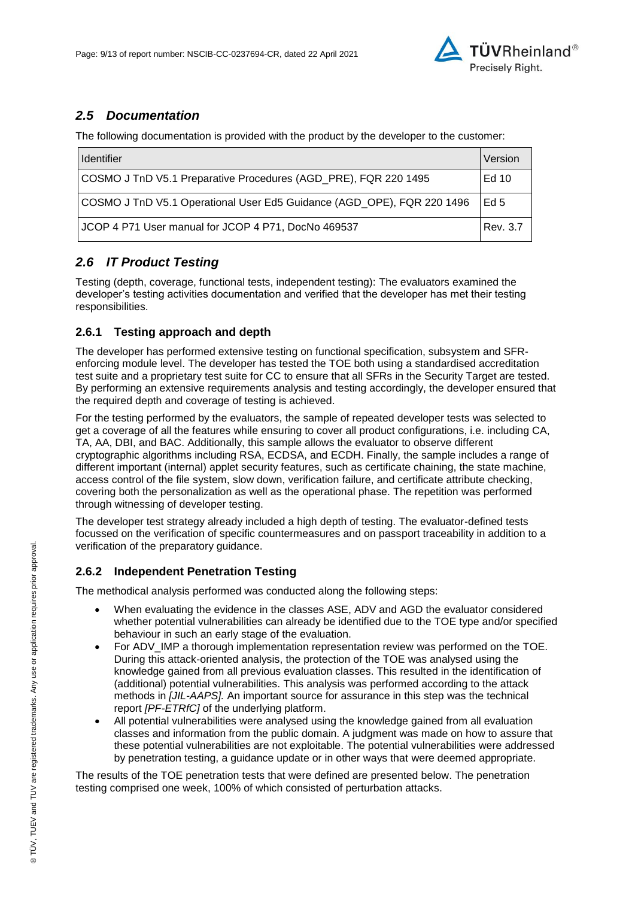## *2.5 Documentation*

The following documentation is provided with the product by the developer to the customer:

| Identifier | Version |
|---|---|
| COSMO J TnD V5.1 Preparative Procedures (AGD_PRE), FQR 220 1495 | Ed 10 |
| COSMO J TnD V5.1 Operational User Ed5 Guidance (AGD_OPE), FQR 220 1496 | Ed 5 |
| JCOP 4 P71 User manual for JCOP 4 P71, DocNo 469537 | Rev. 3.7 |

## *2.6 IT Product Testing*

Testing (depth, coverage, functional tests, independent testing): The evaluators examined the developer's testing activities documentation and verified that the developer has met their testing responsibilities.

### 2.6.1 Testing approach and depth

The developer has performed extensive testing on functional specification, subsystem and SFR-enforcing module level. The developer has tested the TOE both using a standardised accreditation test suite and a proprietary test suite for CC to ensure that all SFRs in the Security Target are tested. By performing an extensive requirements analysis and testing accordingly, the developer ensured that the required depth and coverage of testing is achieved.

For the testing performed by the evaluators, the sample of repeated developer tests was selected to get a coverage of all the features while ensuring to cover all product configurations, i.e. including CA, TA, AA, DBI, and BAC. Additionally, this sample allows the evaluator to observe different cryptographic algorithms including RSA, ECDSA, and ECDH. Finally, the sample includes a range of different important (internal) applet security features, such as certificate chaining, the state machine, access control of the file system, slow down, verification failure, and certificate attribute checking, covering both the personalization as well as the operational phase. The repetition was performed through witnessing of developer testing.

The developer test strategy already included a high depth of testing. The evaluator-defined tests focussed on the verification of specific countermeasures and on passport traceability in addition to a verification of the preparatory guidance.

### 2.6.2 Independent Penetration Testing

The methodical analysis performed was conducted along the following steps:

- When evaluating the evidence in the classes ASE, ADV and AGD the evaluator considered whether potential vulnerabilities can already be identified due to the TOE type and/or specified behaviour in such an early stage of the evaluation.
- For ADV_IMP a thorough implementation representation review was performed on the TOE. During this attack-oriented analysis, the protection of the TOE was analysed using the knowledge gained from all previous evaluation classes. This resulted in the identification of (additional) potential vulnerabilities. This analysis was performed according to the attack methods in *[JIL-AAPS].* An important source for assurance in this step was the technical report *[PF-ETRfC]* of the underlying platform.
- All potential vulnerabilities were analysed using the knowledge gained from all evaluation classes and information from the public domain. A judgment was made on how to assure that these potential vulnerabilities are not exploitable. The potential vulnerabilities were addressed by penetration testing, a guidance update or in other ways that were deemed appropriate.

The results of the TOE penetration tests that were defined are presented below. The penetration testing comprised one week, 100% of which consisted of perturbation attacks.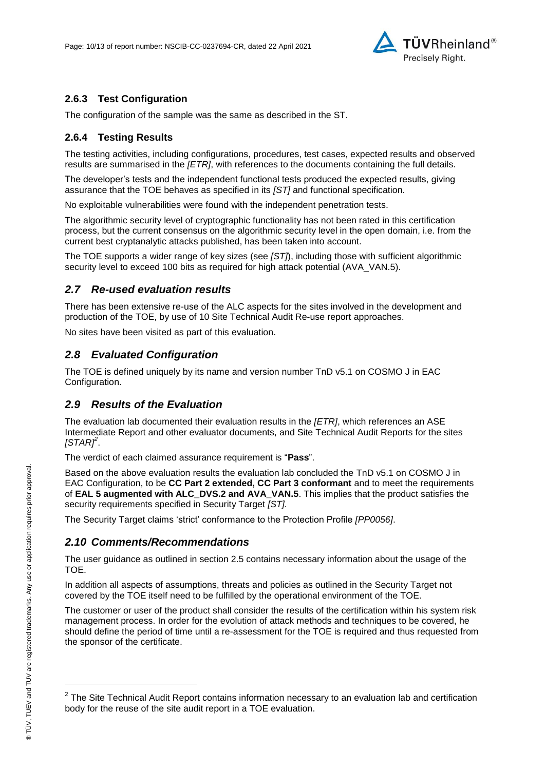### 2.6.3 Test Configuration

The configuration of the sample was the same as described in the ST.

### 2.6.4 Testing Results

The testing activities, including configurations, procedures, test cases, expected results and observed results are summarised in the *[ETR]*, with references to the documents containing the full details.

The developer's tests and the independent functional tests produced the expected results, giving assurance that the TOE behaves as specified in its *[ST]* and functional specification.

No exploitable vulnerabilities were found with the independent penetration tests.

The algorithmic security level of cryptographic functionality has not been rated in this certification process, but the current consensus on the algorithmic security level in the open domain, i.e. from the current best cryptanalytic attacks published, has been taken into account.

The TOE supports a wider range of key sizes (see *[ST]*), including those with sufficient algorithmic security level to exceed 100 bits as required for high attack potential (AVA_VAN.5).

## *2.7 Re-used evaluation results*

There has been extensive re-use of the ALC aspects for the sites involved in the development and production of the TOE, by use of 10 Site Technical Audit Re-use report approaches.

No sites have been visited as part of this evaluation.

## *2.8 Evaluated Configuration*

The TOE is defined uniquely by its name and version number TnD v5.1 on COSMO J in EAC Configuration.

## *2.9 Results of the Evaluation*

The evaluation lab documented their evaluation results in the *[ETR]*, which references an ASE Intermediate Report and other evaluator documents, and Site Technical Audit Reports for the sites *[STAR]*[2].

The verdict of each claimed assurance requirement is "**Pass**".

Based on the above evaluation results the evaluation lab concluded the TnD v5.1 on COSMO J in EAC Configuration, to be **CC Part 2 extended, CC Part 3 conformant** and to meet the requirements of **EAL 5 augmented with ALC_DVS.2 and AVA_VAN.5**. This implies that the product satisfies the security requirements specified in Security Target *[ST]*.

The Security Target claims 'strict' conformance to the Protection Profile *[PP0056]*.

## *2.10 Comments/Recommendations*

The user guidance as outlined in section 2.5 contains necessary information about the usage of the TOE.

In addition all aspects of assumptions, threats and policies as outlined in the Security Target not covered by the TOE itself need to be fulfilled by the operational environment of the TOE.

The customer or user of the product shall consider the results of the certification within his system risk management process. In order for the evolution of attack methods and techniques to be covered, he should define the period of time until a re-assessment for the TOE is required and thus requested from the sponsor of the certificate.

[2] The Site Technical Audit Report contains information necessary to an evaluation lab and certification body for the reuse of the site audit report in a TOE evaluation.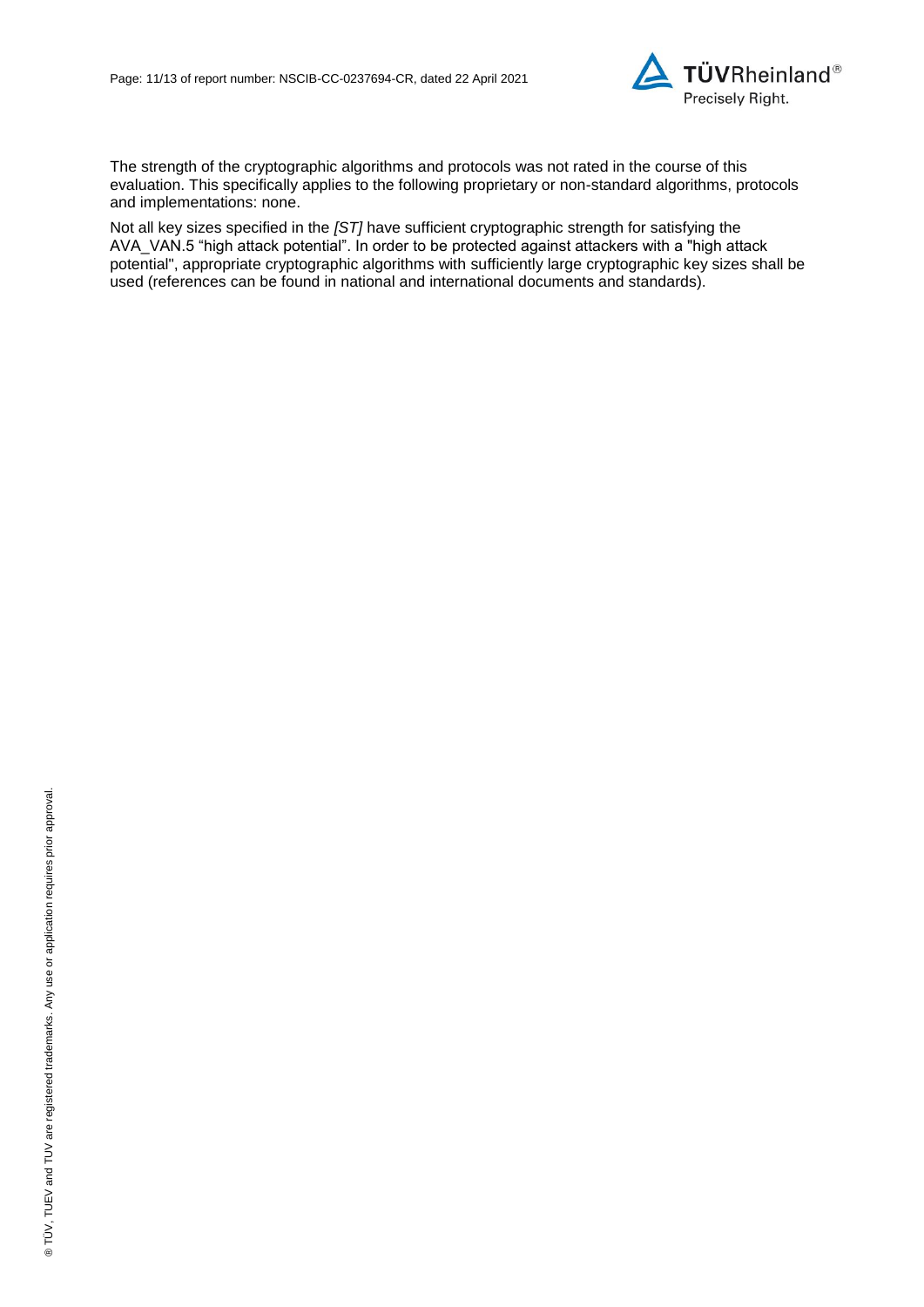The strength of the cryptographic algorithms and protocols was not rated in the course of this evaluation. This specifically applies to the following proprietary or non-standard algorithms, protocols and implementations: none.

Not all key sizes specified in the *[ST]* have sufficient cryptographic strength for satisfying the AVA_VAN.5 "high attack potential". In order to be protected against attackers with a "high attack potential", appropriate cryptographic algorithms with sufficiently large cryptographic key sizes shall be used (references can be found in national and international documents and standards).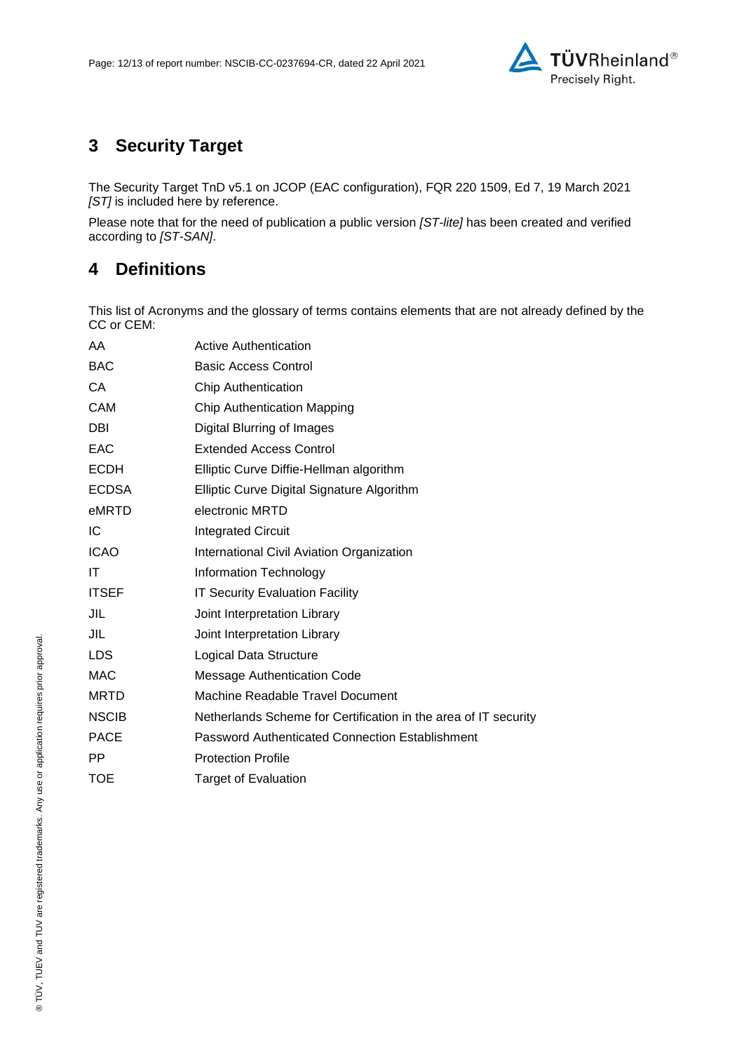## 3 Security Target

The Security Target TnD v5.1 on JCOP (EAC configuration), FQR 220 1509, Ed 7, 19 March 2021 *[ST]* is included here by reference.

Please note that for the need of publication a public version *[ST-lite]* has been created and verified according to *[ST-SAN]*.

## 4 Definitions

This list of Acronyms and the glossary of terms contains elements that are not already defined by the CC or CEM:

| | |
|---|---|
| AA | Active Authentication |
| BAC | Basic Access Control |
| CA | Chip Authentication |
| CAM | Chip Authentication Mapping |
| DBI | Digital Blurring of Images |
| EAC | Extended Access Control |
| ECDH | Elliptic Curve Diffie-Hellman algorithm |
| ECDSA | Elliptic Curve Digital Signature Algorithm |
| eMRTD | electronic MRTD |
| IC | Integrated Circuit |
| ICAO | International Civil Aviation Organization |
| IT | Information Technology |
| ITSEF | IT Security Evaluation Facility |
| JIL | Joint Interpretation Library |
| JIL | Joint Interpretation Library |
| LDS | Logical Data Structure |
| MAC | Message Authentication Code |
| MRTD | Machine Readable Travel Document |
| NSCIB | Netherlands Scheme for Certification in the area of IT security |
| PACE | Password Authenticated Connection Establishment |
| PP | Protection Profile |
| TOE | Target of Evaluation |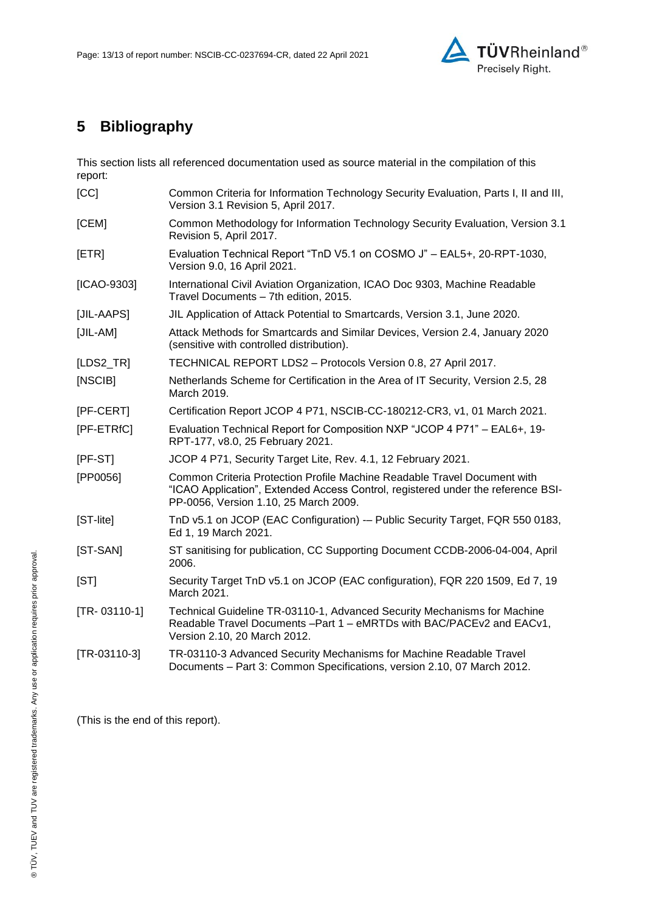# 5 Bibliography

This section lists all referenced documentation used as source material in the compilation of this report:

| | |
|---|---|
| [CC] | Common Criteria for Information Technology Security Evaluation, Parts I, II and III, Version 3.1 Revision 5, April 2017. |
| [CEM] | Common Methodology for Information Technology Security Evaluation, Version 3.1 Revision 5, April 2017. |
| [ETR] | Evaluation Technical Report "TnD V5.1 on COSMO J" – EAL5+, 20-RPT-1030, Version 9.0, 16 April 2021. |
| [ICAO-9303] | International Civil Aviation Organization, ICAO Doc 9303, Machine Readable Travel Documents – 7th edition, 2015. |
| [JIL-AAPS] | JIL Application of Attack Potential to Smartcards, Version 3.1, June 2020. |
| [JIL-AM] | Attack Methods for Smartcards and Similar Devices, Version 2.4, January 2020 (sensitive with controlled distribution). |
| [LDS2_TR] | TECHNICAL REPORT LDS2 – Protocols Version 0.8, 27 April 2017. |
| [NSCIB] | Netherlands Scheme for Certification in the Area of IT Security, Version 2.5, 28 March 2019. |
| [PF-CERT] | Certification Report JCOP 4 P71, NSCIB-CC-180212-CR3, v1, 01 March 2021. |
| [PF-ETRfC] | Evaluation Technical Report for Composition NXP "JCOP 4 P71" – EAL6+, 19-RPT-177, v8.0, 25 February 2021. |
| [PF-ST] | JCOP 4 P71, Security Target Lite, Rev. 4.1, 12 February 2021. |
| [PP0056] | Common Criteria Protection Profile Machine Readable Travel Document with "ICAO Application", Extended Access Control, registered under the reference BSI-PP-0056, Version 1.10, 25 March 2009. |
| [ST-lite] | TnD v5.1 on JCOP (EAC Configuration) -– Public Security Target, FQR 550 0183, Ed 1, 19 March 2021. |
| [ST-SAN] | ST sanitising for publication, CC Supporting Document CCDB-2006-04-004, April 2006. |
| [ST] | Security Target TnD v5.1 on JCOP (EAC configuration), FQR 220 1509, Ed 7, 19 March 2021. |
| [TR- 03110-1] | Technical Guideline TR-03110-1, Advanced Security Mechanisms for Machine Readable Travel Documents –Part 1 – eMRTDs with BAC/PACEv2 and EACv1, Version 2.10, 20 March 2012. |
| [TR-03110-3] | TR-03110-3 Advanced Security Mechanisms for Machine Readable Travel Documents – Part 3: Common Specifications, version 2.10, 07 March 2012. |

(This is the end of this report).